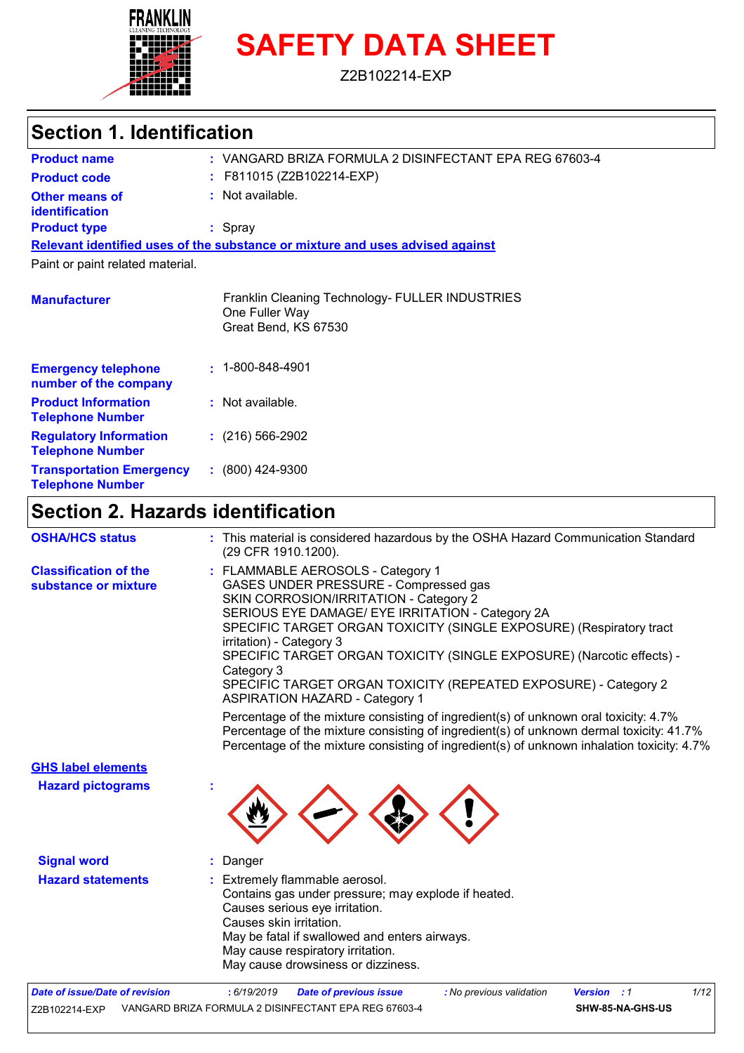# SAFETY DATA SHEET

Z2B102214-EXP

## Section 1. Identification

**Product name** : VANGARD BRIZA FORMULA 2 DISINFECTANT EPA REG 67603-4

**Product code** : F811015 (Z2B102214-EXP)

**Other means of identification** : Not available.

**Product type** : Spray

**Relevant identified uses of the substance or mixture and uses advised against**

Paint or paint related material.

**Manufacturer**

Franklin Cleaning Technology- FULLER INDUSTRIES
One Fuller Way
Great Bend, KS 67530

**Emergency telephone number of the company** : 1-800-848-4901

**Product Information Telephone Number** : Not available.

**Regulatory Information Telephone Number** : (216) 566-2902

**Transportation Emergency Telephone Number** : (800) 424-9300

## Section 2. Hazards identification

**OSHA/HCS status** : This material is considered hazardous by the OSHA Hazard Communication Standard (29 CFR 1910.1200).

**Classification of the substance or mixture** :
FLAMMABLE AEROSOLS - Category 1
GASES UNDER PRESSURE - Compressed gas
SKIN CORROSION/IRRITATION - Category 2
SERIOUS EYE DAMAGE/ EYE IRRITATION - Category 2A
SPECIFIC TARGET ORGAN TOXICITY (SINGLE EXPOSURE) (Respiratory tract irritation) - Category 3
SPECIFIC TARGET ORGAN TOXICITY (SINGLE EXPOSURE) (Narcotic effects) - Category 3
SPECIFIC TARGET ORGAN TOXICITY (REPEATED EXPOSURE) - Category 2
ASPIRATION HAZARD - Category 1

Percentage of the mixture consisting of ingredient(s) of unknown oral toxicity: 4.7%
Percentage of the mixture consisting of ingredient(s) of unknown dermal toxicity: 41.7%
Percentage of the mixture consisting of ingredient(s) of unknown inhalation toxicity: 4.7%

**GHS label elements**

**Hazard pictograms** :

**Signal word** : Danger

**Hazard statements** :
Extremely flammable aerosol.
Contains gas under pressure; may explode if heated.
Causes serious eye irritation.
Causes skin irritation.
May be fatal if swallowed and enters airways.
May cause respiratory irritation.
May cause drowsiness or dizziness.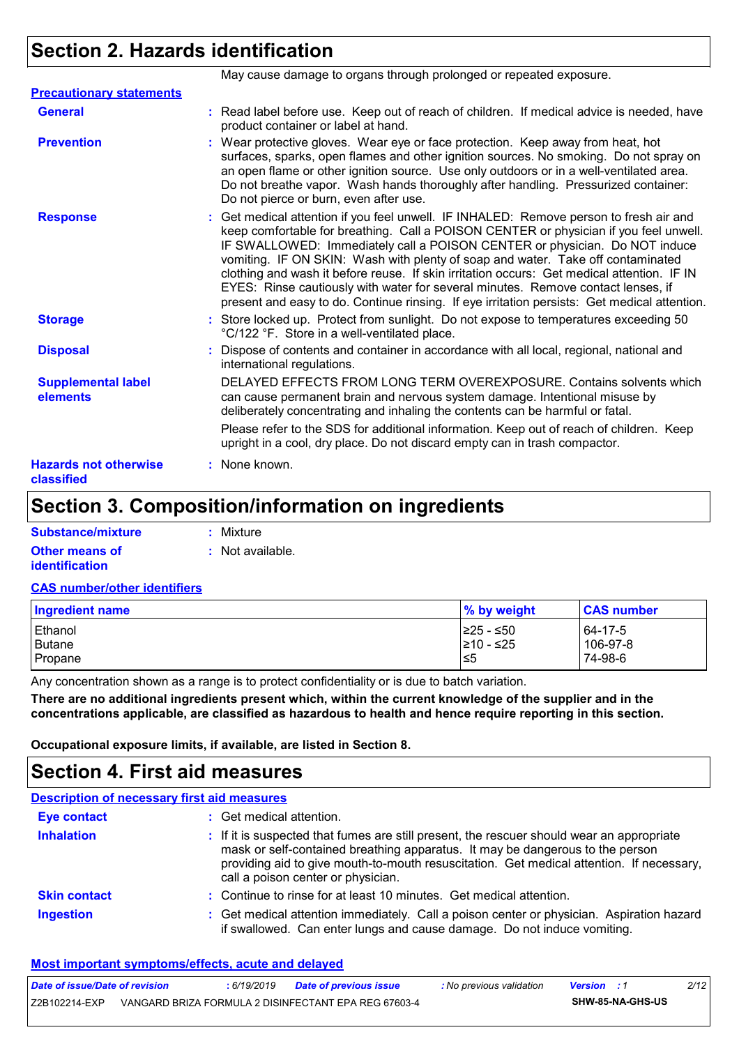## Section 2. Hazards identification

May cause damage to organs through prolonged or repeated exposure.

**Precautionary statements**

**General** : Read label before use. Keep out of reach of children. If medical advice is needed, have product container or label at hand.

**Prevention** : Wear protective gloves. Wear eye or face protection. Keep away from heat, hot surfaces, sparks, open flames and other ignition sources. No smoking. Do not spray on an open flame or other ignition source. Use only outdoors or in a well-ventilated area. Do not breathe vapor. Wash hands thoroughly after handling. Pressurized container: Do not pierce or burn, even after use.

**Response** : Get medical attention if you feel unwell. IF INHALED: Remove person to fresh air and keep comfortable for breathing. Call a POISON CENTER or physician if you feel unwell. IF SWALLOWED: Immediately call a POISON CENTER or physician. Do NOT induce vomiting. IF ON SKIN: Wash with plenty of soap and water. Take off contaminated clothing and wash it before reuse. If skin irritation occurs: Get medical attention. IF IN EYES: Rinse cautiously with water for several minutes. Remove contact lenses, if present and easy to do. Continue rinsing. If eye irritation persists: Get medical attention.

**Storage** : Store locked up. Protect from sunlight. Do not expose to temperatures exceeding 50 °C/122 °F. Store in a well-ventilated place.

**Disposal** : Dispose of contents and container in accordance with all local, regional, national and international regulations.

**Supplemental label elements** DELAYED EFFECTS FROM LONG TERM OVEREXPOSURE. Contains solvents which can cause permanent brain and nervous system damage. Intentional misuse by deliberately concentrating and inhaling the contents can be harmful or fatal.

Please refer to the SDS for additional information. Keep out of reach of children. Keep upright in a cool, dry place. Do not discard empty can in trash compactor.

**Hazards not otherwise classified** : None known.

## Section 3. Composition/information on ingredients

**Substance/mixture** : Mixture

**Other means of identification** : Not available.

**CAS number/other identifiers**

| Ingredient name | % by weight | CAS number |
|---|---|---|
| Ethanol | ≥25 - ≤50 | 64-17-5 |
| Butane | ≥10 - ≤25 | 106-97-8 |
| Propane | ≤5 | 74-98-6 |

Any concentration shown as a range is to protect confidentiality or is due to batch variation.

**There are no additional ingredients present which, within the current knowledge of the supplier and in the concentrations applicable, are classified as hazardous to health and hence require reporting in this section.**

**Occupational exposure limits, if available, are listed in Section 8.**

## Section 4. First aid measures

**Description of necessary first aid measures**

**Eye contact** : Get medical attention.

**Inhalation** : If it is suspected that fumes are still present, the rescuer should wear an appropriate mask or self-contained breathing apparatus. It may be dangerous to the person providing aid to give mouth-to-mouth resuscitation. Get medical attention. If necessary, call a poison center or physician.

**Skin contact** : Continue to rinse for at least 10 minutes. Get medical attention.

**Ingestion** : Get medical attention immediately. Call a poison center or physician. Aspiration hazard if swallowed. Can enter lungs and cause damage. Do not induce vomiting.

**Most important symptoms/effects, acute and delayed**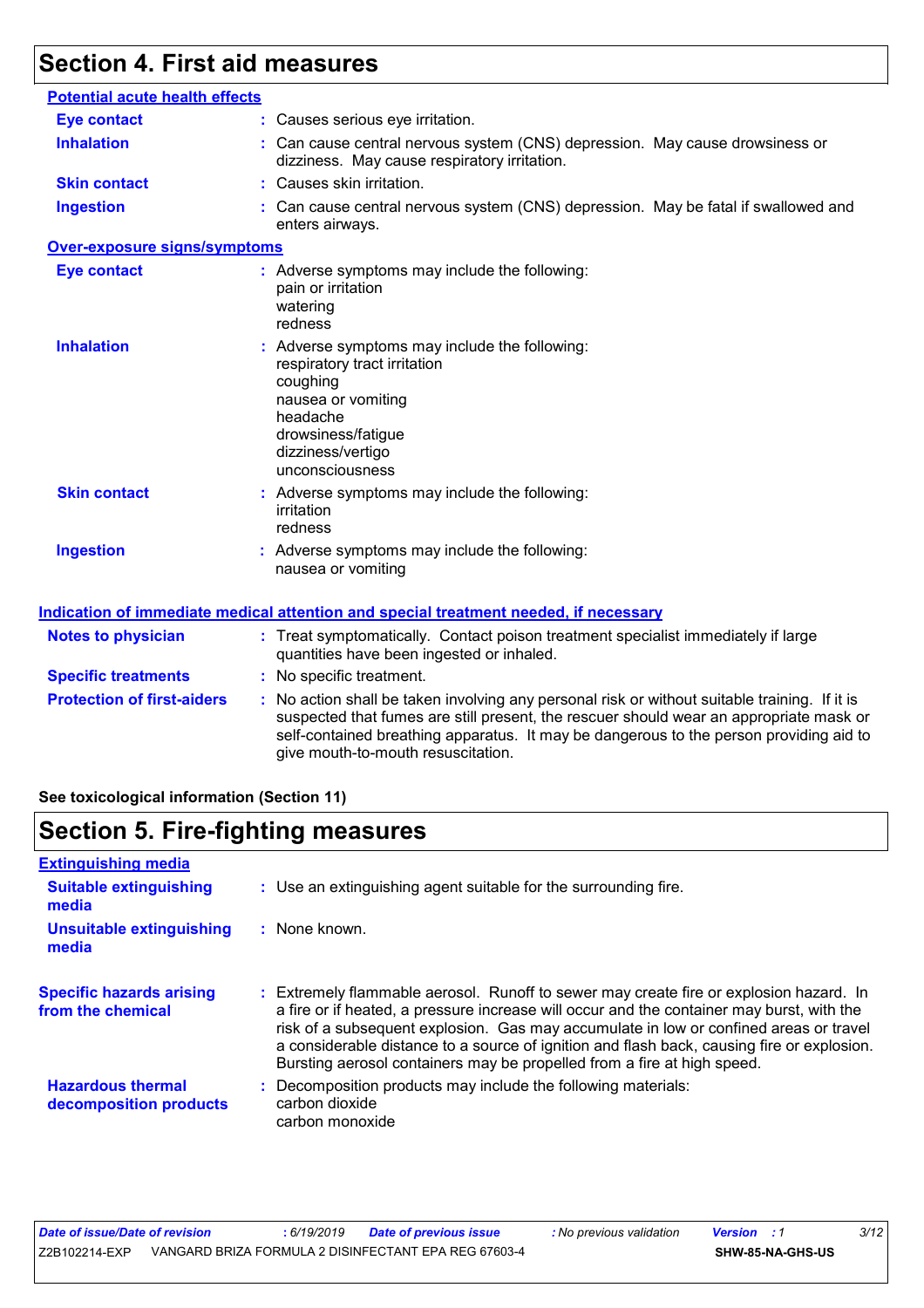## Section 4. First aid measures

### Potential acute health effects

| | |
|---|---|
| **Eye contact** | : Causes serious eye irritation. |
| **Inhalation** | : Can cause central nervous system (CNS) depression. May cause drowsiness or dizziness. May cause respiratory irritation. |
| **Skin contact** | : Causes skin irritation. |
| **Ingestion** | : Can cause central nervous system (CNS) depression. May be fatal if swallowed and enters airways. |

### Over-exposure signs/symptoms

| | |
|---|---|
| **Eye contact** | : Adverse symptoms may include the following:<br>pain or irritation<br>watering<br>redness |
| **Inhalation** | : Adverse symptoms may include the following:<br>respiratory tract irritation<br>coughing<br>nausea or vomiting<br>headache<br>drowsiness/fatigue<br>dizziness/vertigo<br>unconsciousness |
| **Skin contact** | : Adverse symptoms may include the following:<br>irritation<br>redness |
| **Ingestion** | : Adverse symptoms may include the following:<br>nausea or vomiting |

### Indication of immediate medical attention and special treatment needed, if necessary

| | |
|---|---|
| **Notes to physician** | : Treat symptomatically. Contact poison treatment specialist immediately if large quantities have been ingested or inhaled. |
| **Specific treatments** | : No specific treatment. |
| **Protection of first-aiders** | : No action shall be taken involving any personal risk or without suitable training. If it is suspected that fumes are still present, the rescuer should wear an appropriate mask or self-contained breathing apparatus. It may be dangerous to the person providing aid to give mouth-to-mouth resuscitation. |

**See toxicological information (Section 11)**

## Section 5. Fire-fighting measures

### Extinguishing media

| | |
|---|---|
| **Suitable extinguishing media** | : Use an extinguishing agent suitable for the surrounding fire. |
| **Unsuitable extinguishing media** | : None known. |
| **Specific hazards arising from the chemical** | : Extremely flammable aerosol. Runoff to sewer may create fire or explosion hazard. In a fire or if heated, a pressure increase will occur and the container may burst, with the risk of a subsequent explosion. Gas may accumulate in low or confined areas or travel a considerable distance to a source of ignition and flash back, causing fire or explosion. Bursting aerosol containers may be propelled from a fire at high speed. |
| **Hazardous thermal decomposition products** | : Decomposition products may include the following materials:<br>carbon dioxide<br>carbon monoxide |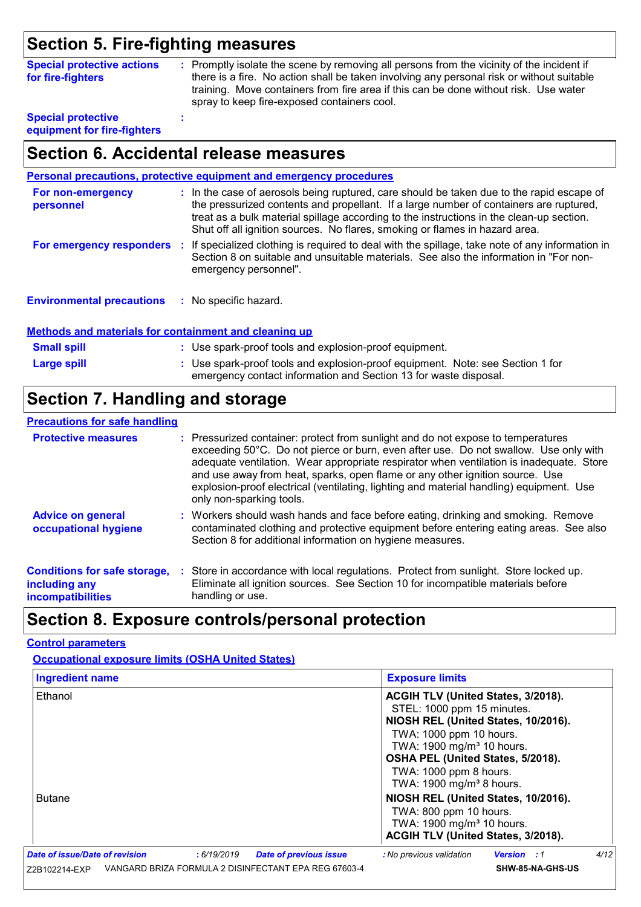# Section 5. Fire-fighting measures

**Special protective actions for fire-fighters** : Promptly isolate the scene by removing all persons from the vicinity of the incident if there is a fire. No action shall be taken involving any personal risk or without suitable training. Move containers from fire area if this can be done without risk. Use water spray to keep fire-exposed containers cool.

**Special protective equipment for fire-fighters** :

# Section 6. Accidental release measures

## Personal precautions, protective equipment and emergency procedures

**For non-emergency personnel** : In the case of aerosols being ruptured, care should be taken due to the rapid escape of the pressurized contents and propellant. If a large number of containers are ruptured, treat as a bulk material spillage according to the instructions in the clean-up section. Shut off all ignition sources. No flares, smoking or flames in hazard area.

**For emergency responders** : If specialized clothing is required to deal with the spillage, take note of any information in Section 8 on suitable and unsuitable materials. See also the information in "For non-emergency personnel".

**Environmental precautions** : No specific hazard.

## Methods and materials for containment and cleaning up

**Small spill** : Use spark-proof tools and explosion-proof equipment.

**Large spill** : Use spark-proof tools and explosion-proof equipment. Note: see Section 1 for emergency contact information and Section 13 for waste disposal.

# Section 7. Handling and storage

## Precautions for safe handling

**Protective measures** : Pressurized container: protect from sunlight and do not expose to temperatures exceeding 50°C. Do not pierce or burn, even after use. Do not swallow. Use only with adequate ventilation. Wear appropriate respirator when ventilation is inadequate. Store and use away from heat, sparks, open flame or any other ignition source. Use explosion-proof electrical (ventilating, lighting and material handling) equipment. Use only non-sparking tools.

**Advice on general occupational hygiene** : Workers should wash hands and face before eating, drinking and smoking. Remove contaminated clothing and protective equipment before entering eating areas. See also Section 8 for additional information on hygiene measures.

**Conditions for safe storage, including any incompatibilities** : Store in accordance with local regulations. Protect from sunlight. Store locked up. Eliminate all ignition sources. See Section 10 for incompatible materials before handling or use.

# Section 8. Exposure controls/personal protection

## Control parameters

### Occupational exposure limits (OSHA United States)

| Ingredient name | Exposure limits |
|---|---|
| Ethanol | **ACGIH TLV (United States, 3/2018).**<br>STEL: 1000 ppm 15 minutes.<br>**NIOSH REL (United States, 10/2016).**<br>TWA: 1000 ppm 10 hours.<br>TWA: 1900 mg/m³ 10 hours.<br>**OSHA PEL (United States, 5/2018).**<br>TWA: 1000 ppm 8 hours.<br>TWA: 1900 mg/m³ 8 hours. |
| Butane | **NIOSH REL (United States, 10/2016).**<br>TWA: 800 ppm 10 hours.<br>TWA: 1900 mg/m³ 10 hours.<br>**ACGIH TLV (United States, 3/2018).** |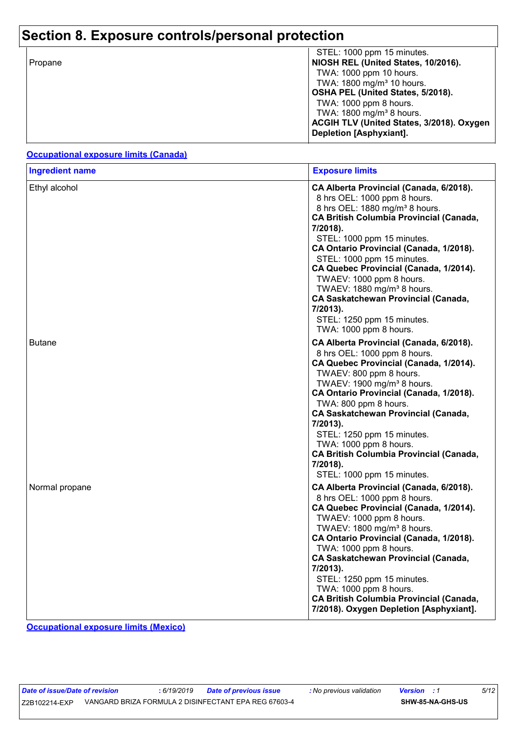## Section 8. Exposure controls/personal protection

| | |
|---|---|
| | STEL: 1000 ppm 15 minutes. |
| Propane | **NIOSH REL (United States, 10/2016).**<br>TWA: 1000 ppm 10 hours.<br>TWA: 1800 mg/m³ 10 hours.<br>**OSHA PEL (United States, 5/2018).**<br>TWA: 1000 ppm 8 hours.<br>TWA: 1800 mg/m³ 8 hours.<br>**ACGIH TLV (United States, 3/2018). Oxygen Depletion [Asphyxiant].** |

**Occupational exposure limits (Canada)**

| Ingredient name | Exposure limits |
|---|---|
| Ethyl alcohol | **CA Alberta Provincial (Canada, 6/2018).**<br>8 hrs OEL: 1000 ppm 8 hours.<br>8 hrs OEL: 1880 mg/m³ 8 hours.<br>**CA British Columbia Provincial (Canada, 7/2018).**<br>STEL: 1000 ppm 15 minutes.<br>**CA Ontario Provincial (Canada, 1/2018).**<br>STEL: 1000 ppm 15 minutes.<br>**CA Quebec Provincial (Canada, 1/2014).**<br>TWAEV: 1000 ppm 8 hours.<br>TWAEV: 1880 mg/m³ 8 hours.<br>**CA Saskatchewan Provincial (Canada, 7/2013).**<br>STEL: 1250 ppm 15 minutes.<br>TWA: 1000 ppm 8 hours. |
| Butane | **CA Alberta Provincial (Canada, 6/2018).**<br>8 hrs OEL: 1000 ppm 8 hours.<br>**CA Quebec Provincial (Canada, 1/2014).**<br>TWAEV: 800 ppm 8 hours.<br>TWAEV: 1900 mg/m³ 8 hours.<br>**CA Ontario Provincial (Canada, 1/2018).**<br>TWA: 800 ppm 8 hours.<br>**CA Saskatchewan Provincial (Canada, 7/2013).**<br>STEL: 1250 ppm 15 minutes.<br>TWA: 1000 ppm 8 hours.<br>**CA British Columbia Provincial (Canada, 7/2018).**<br>STEL: 1000 ppm 15 minutes. |
| Normal propane | **CA Alberta Provincial (Canada, 6/2018).**<br>8 hrs OEL: 1000 ppm 8 hours.<br>**CA Quebec Provincial (Canada, 1/2014).**<br>TWAEV: 1000 ppm 8 hours.<br>TWAEV: 1800 mg/m³ 8 hours.<br>**CA Ontario Provincial (Canada, 1/2018).**<br>TWA: 1000 ppm 8 hours.<br>**CA Saskatchewan Provincial (Canada, 7/2013).**<br>STEL: 1250 ppm 15 minutes.<br>TWA: 1000 ppm 8 hours.<br>**CA British Columbia Provincial (Canada, 7/2018). Oxygen Depletion [Asphyxiant].** |

**Occupational exposure limits (Mexico)**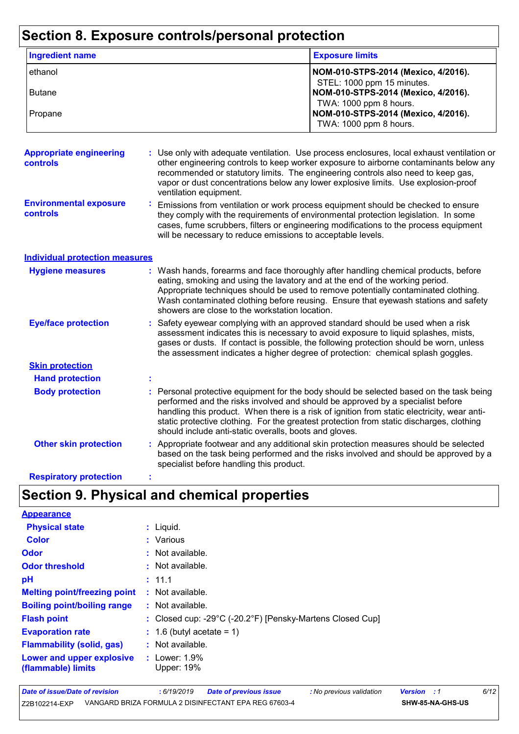# Section 8. Exposure controls/personal protection

| Ingredient name | Exposure limits |
|---|---|
| ethanol | **NOM-010-STPS-2014 (Mexico, 4/2016).** STEL: 1000 ppm 15 minutes. |
| Butane | **NOM-010-STPS-2014 (Mexico, 4/2016).** TWA: 1000 ppm 8 hours. |
| Propane | **NOM-010-STPS-2014 (Mexico, 4/2016).** TWA: 1000 ppm 8 hours. |

**Appropriate engineering controls** : Use only with adequate ventilation. Use process enclosures, local exhaust ventilation or other engineering controls to keep worker exposure to airborne contaminants below any recommended or statutory limits. The engineering controls also need to keep gas, vapor or dust concentrations below any lower explosive limits. Use explosion-proof ventilation equipment.

**Environmental exposure controls** : Emissions from ventilation or work process equipment should be checked to ensure they comply with the requirements of environmental protection legislation. In some cases, fume scrubbers, filters or engineering modifications to the process equipment will be necessary to reduce emissions to acceptable levels.

## Individual protection measures

**Hygiene measures** : Wash hands, forearms and face thoroughly after handling chemical products, before eating, smoking and using the lavatory and at the end of the working period. Appropriate techniques should be used to remove potentially contaminated clothing. Wash contaminated clothing before reusing. Ensure that eyewash stations and safety showers are close to the workstation location.

**Eye/face protection** : Safety eyewear complying with an approved standard should be used when a risk assessment indicates this is necessary to avoid exposure to liquid splashes, mists, gases or dusts. If contact is possible, the following protection should be worn, unless the assessment indicates a higher degree of protection: chemical splash goggles.

### Skin protection

**Hand protection** :

**Body protection** : Personal protective equipment for the body should be selected based on the task being performed and the risks involved and should be approved by a specialist before handling this product. When there is a risk of ignition from static electricity, wear anti-static protective clothing. For the greatest protection from static discharges, clothing should include anti-static overalls, boots and gloves.

**Other skin protection** : Appropriate footwear and any additional skin protection measures should be selected based on the task being performed and the risks involved and should be approved by a specialist before handling this product.

**Respiratory protection** :

# Section 9. Physical and chemical properties

## Appearance

**Physical state** : Liquid.

**Color** : Various

**Odor** : Not available.

**Odor threshold** : Not available.

**pH** : 11.1

**Melting point/freezing point** : Not available.

**Boiling point/boiling range** : Not available.

**Flash point** : Closed cup: -29°C (-20.2°F) [Pensky-Martens Closed Cup]

**Evaporation rate** : 1.6 (butyl acetate = 1)

**Flammability (solid, gas)** : Not available.

**Lower and upper explosive (flammable) limits** : Lower: 1.9%
Upper: 19%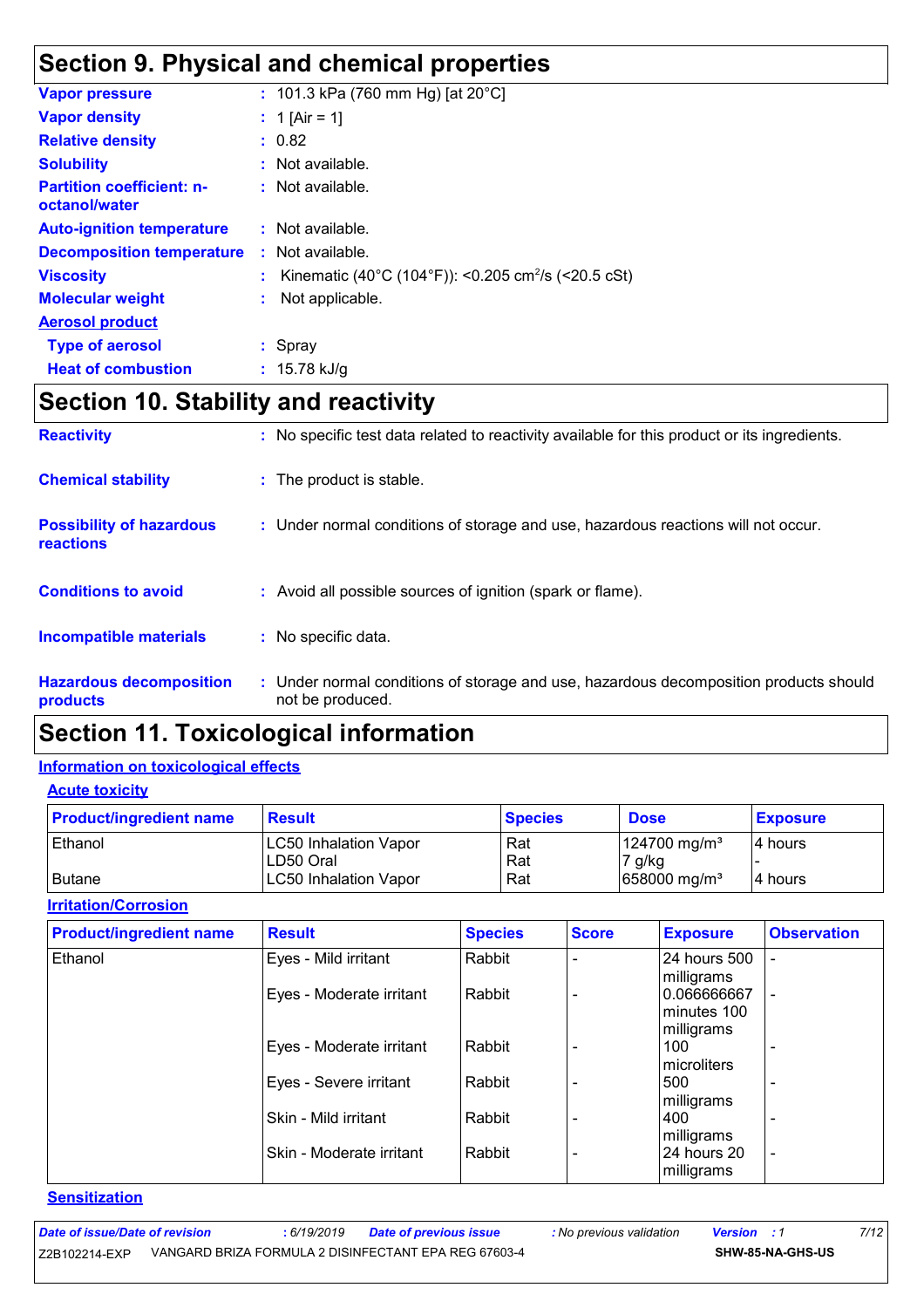## Section 9. Physical and chemical properties

| | |
|---|---|
| **Vapor pressure** | : 101.3 kPa (760 mm Hg) [at 20°C] |
| **Vapor density** | : 1 [Air = 1] |
| **Relative density** | : 0.82 |
| **Solubility** | : Not available. |
| **Partition coefficient: n-octanol/water** | : Not available. |
| **Auto-ignition temperature** | : Not available. |
| **Decomposition temperature** | : Not available. |
| **Viscosity** | : Kinematic (40°C (104°F)): <0.205 $cm^2/s$ (<20.5 cSt) |
| **Molecular weight** | : Not applicable. |

**Aerosol product**

| | |
|---|---|
| **Type of aerosol** | : Spray |
| **Heat of combustion** | : 15.78 kJ/g |

## Section 10. Stability and reactivity

| | |
|---|---|
| **Reactivity** | : No specific test data related to reactivity available for this product or its ingredients. |
| **Chemical stability** | : The product is stable. |
| **Possibility of hazardous reactions** | : Under normal conditions of storage and use, hazardous reactions will not occur. |
| **Conditions to avoid** | : Avoid all possible sources of ignition (spark or flame). |
| **Incompatible materials** | : No specific data. |
| **Hazardous decomposition products** | : Under normal conditions of storage and use, hazardous decomposition products should not be produced. |

## Section 11. Toxicological information

**Information on toxicological effects**

**Acute toxicity**

| Product/ingredient name | Result | Species | Dose | Exposure |
|---|---|---|---|---|
| Ethanol | LC50 Inhalation Vapor | Rat | 124700 $mg/m^3$ | 4 hours |
| | LD50 Oral | Rat | 7 g/kg | - |
| Butane | LC50 Inhalation Vapor | Rat | 658000 $mg/m^3$ | 4 hours |

**Irritation/Corrosion**

| Product/ingredient name | Result | Species | Score | Exposure | Observation |
|---|---|---|---|---|---|
| Ethanol | Eyes - Mild irritant | Rabbit | - | 24 hours 500 milligrams | - |
| | Eyes - Moderate irritant | Rabbit | - | 0.066666667 minutes 100 milligrams | - |
| | Eyes - Moderate irritant | Rabbit | - | 100 microliters | - |
| | Eyes - Severe irritant | Rabbit | - | 500 milligrams | - |
| | Skin - Mild irritant | Rabbit | - | 400 milligrams | - |
| | Skin - Moderate irritant | Rabbit | - | 24 hours 20 milligrams | - |

**Sensitization**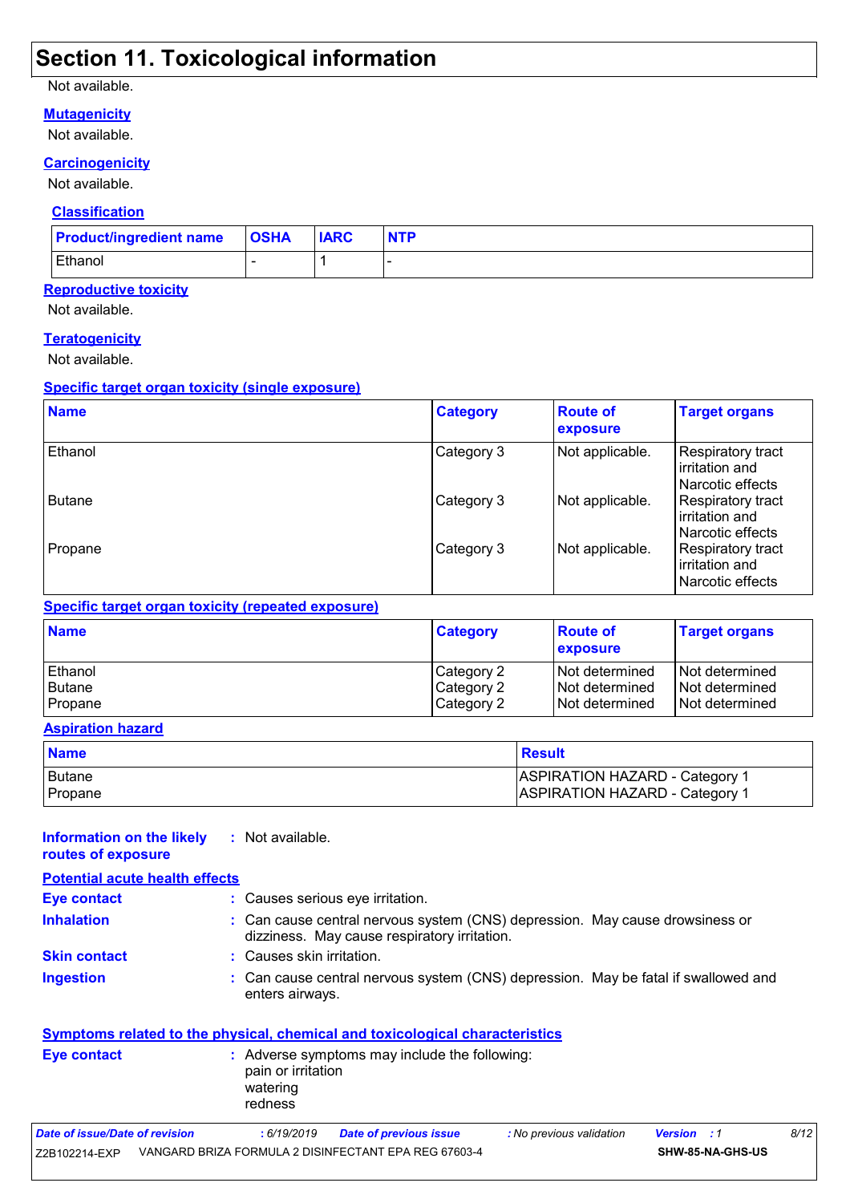## Section 11. Toxicological information

Not available.

### Mutagenicity

Not available.

### Carcinogenicity

Not available.

### Classification

| Product/ingredient name | OSHA | IARC | NTP |
|---|---|---|---|
| Ethanol | - | 1 | - |

### Reproductive toxicity

Not available.

### Teratogenicity

Not available.

### Specific target organ toxicity (single exposure)

| Name | Category | Route of exposure | Target organs |
|---|---|---|---|
| Ethanol | Category 3 | Not applicable. | Respiratory tract irritation and Narcotic effects |
| Butane | Category 3 | Not applicable. | Respiratory tract irritation and Narcotic effects |
| Propane | Category 3 | Not applicable. | Respiratory tract irritation and Narcotic effects |

### Specific target organ toxicity (repeated exposure)

| Name | Category | Route of exposure | Target organs |
|---|---|---|---|
| Ethanol | Category 2 | Not determined | Not determined |
| Butane | Category 2 | Not determined | Not determined |
| Propane | Category 2 | Not determined | Not determined |

### Aspiration hazard

| Name | Result |
|---|---|
| Butane | ASPIRATION HAZARD - Category 1 |
| Propane | ASPIRATION HAZARD - Category 1 |

**Information on the likely routes of exposure** : Not available.

### Potential acute health effects

**Eye contact** : Causes serious eye irritation.

**Inhalation** : Can cause central nervous system (CNS) depression. May cause drowsiness or dizziness. May cause respiratory irritation.

**Skin contact** : Causes skin irritation.

**Ingestion** : Can cause central nervous system (CNS) depression. May be fatal if swallowed and enters airways.

### Symptoms related to the physical, chemical and toxicological characteristics

**Eye contact** : Adverse symptoms may include the following:
pain or irritation
watering
redness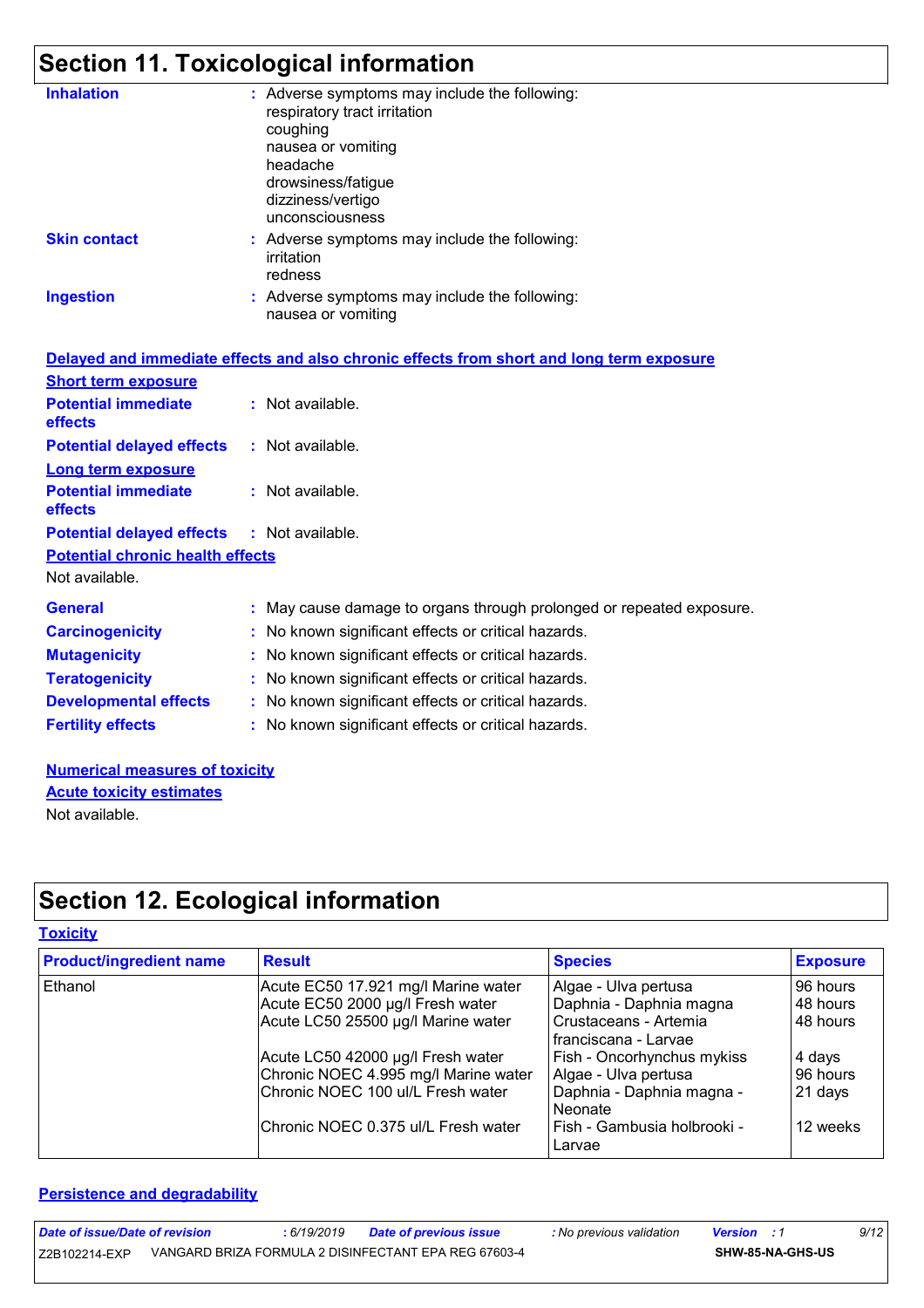## Section 11. Toxicological information

**Inhalation** : Adverse symptoms may include the following:
respiratory tract irritation
coughing
nausea or vomiting
headache
drowsiness/fatigue
dizziness/vertigo
unconsciousness

**Skin contact** : Adverse symptoms may include the following:
irritation
redness

**Ingestion** : Adverse symptoms may include the following:
nausea or vomiting

**Delayed and immediate effects and also chronic effects from short and long term exposure**

**Short term exposure**

**Potential immediate effects** : Not available.

**Potential delayed effects** : Not available.

**Long term exposure**

**Potential immediate effects** : Not available.

**Potential delayed effects** : Not available.

**Potential chronic health effects**

Not available.

**General** : May cause damage to organs through prolonged or repeated exposure.

**Carcinogenicity** : No known significant effects or critical hazards.

**Mutagenicity** : No known significant effects or critical hazards.

**Teratogenicity** : No known significant effects or critical hazards.

**Developmental effects** : No known significant effects or critical hazards.

**Fertility effects** : No known significant effects or critical hazards.

**Numerical measures of toxicity**

**Acute toxicity estimates**

Not available.

## Section 12. Ecological information

**Toxicity**

| Product/ingredient name | Result | Species | Exposure |
|---|---|---|---|
| Ethanol | Acute EC50 17.921 mg/l Marine water | Algae - Ulva pertusa | 96 hours |
| | Acute EC50 2000 µg/l Fresh water | Daphnia - Daphnia magna | 48 hours |
| | Acute LC50 25500 µg/l Marine water | Crustaceans - Artemia franciscana - Larvae | 48 hours |
| | Acute LC50 42000 µg/l Fresh water | Fish - Oncorhynchus mykiss | 4 days |
| | Chronic NOEC 4.995 mg/l Marine water | Algae - Ulva pertusa | 96 hours |
| | Chronic NOEC 100 ul/L Fresh water | Daphnia - Daphnia magna - Neonate | 21 days |
| | Chronic NOEC 0.375 ul/L Fresh water | Fish - Gambusia holbrooki - Larvae | 12 weeks |

**Persistence and degradability**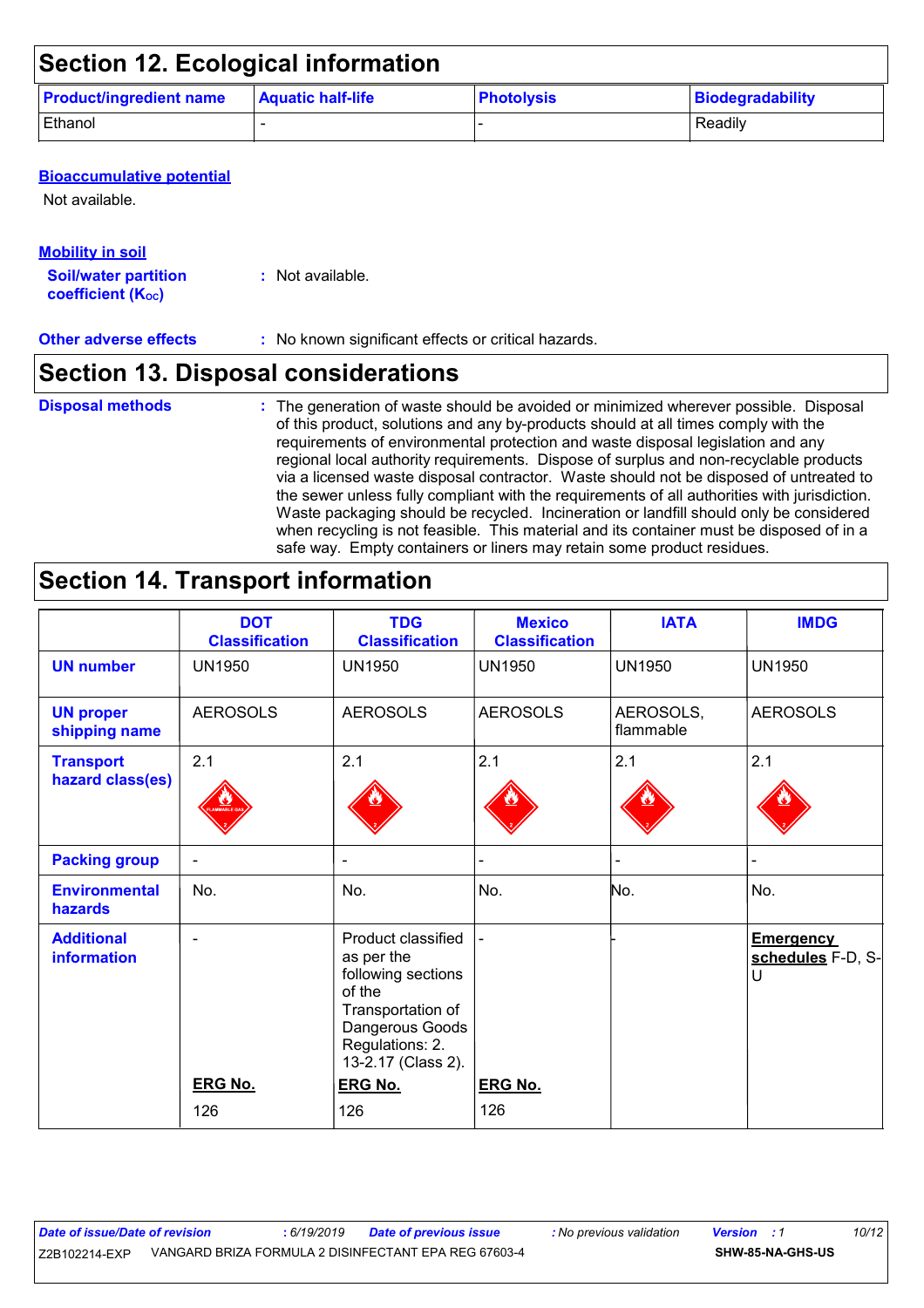## Section 12. Ecological information

| Product/ingredient name | Aquatic half-life | Photolysis | Biodegradability |
|---|---|---|---|
| Ethanol | - | - | Readily |

**Bioaccumulative potential**

Not available.

**Mobility in soil**

**Soil/water partition coefficient ($K_{OC}$)** : Not available.

**Other adverse effects** : No known significant effects or critical hazards.

## Section 13. Disposal considerations

**Disposal methods** : The generation of waste should be avoided or minimized wherever possible. Disposal of this product, solutions and any by-products should at all times comply with the requirements of environmental protection and waste disposal legislation and any regional local authority requirements. Dispose of surplus and non-recyclable products via a licensed waste disposal contractor. Waste should not be disposed of untreated to the sewer unless fully compliant with the requirements of all authorities with jurisdiction. Waste packaging should be recycled. Incineration or landfill should only be considered when recycling is not feasible. This material and its container must be disposed of in a safe way. Empty containers or liners may retain some product residues.

## Section 14. Transport information

| | DOT Classification | TDG Classification | Mexico Classification | IATA | IMDG |
|---|---|---|---|---|---|
| **UN number** | UN1950 | UN1950 | UN1950 | UN1950 | UN1950 |
| **UN proper shipping name** | AEROSOLS | AEROSOLS | AEROSOLS | AEROSOLS, flammable | AEROSOLS |
| **Transport hazard class(es)** | 2.1 | 2.1 | 2.1 | 2.1 | 2.1 |
| **Packing group** | - | - | - | - | - |
| **Environmental hazards** | No. | No. | No. | No. | No. |
| **Additional information** | - <br><br> **ERG No.** <br> 126 | Product classified as per the following sections of the Transportation of Dangerous Goods Regulations: 2.13-2.17 (Class 2). <br><br> **ERG No.** <br> 126 | - <br><br> **ERG No.** <br> 126 | - | **Emergency schedules** F-D, S-U |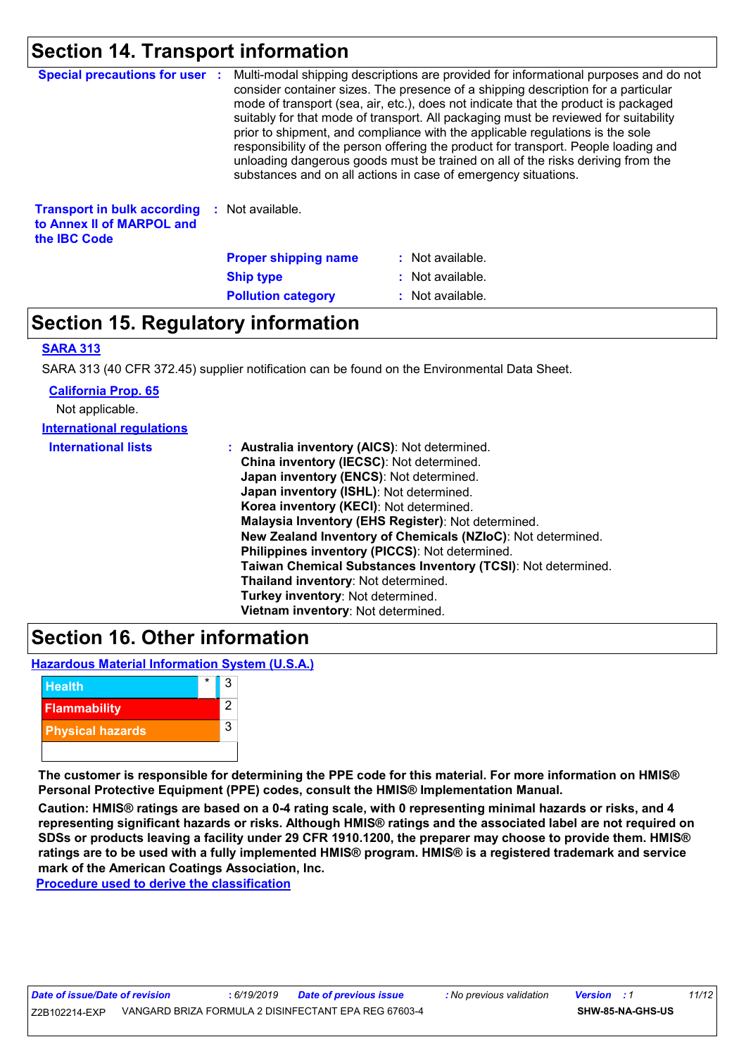## Section 14. Transport information

**Special precautions for user** : Multi-modal shipping descriptions are provided for informational purposes and do not consider container sizes. The presence of a shipping description for a particular mode of transport (sea, air, etc.), does not indicate that the product is packaged suitably for that mode of transport. All packaging must be reviewed for suitability prior to shipment, and compliance with the applicable regulations is the sole responsibility of the person offering the product for transport. People loading and unloading dangerous goods must be trained on all of the risks deriving from the substances and on all actions in case of emergency situations.

**Transport in bulk according to Annex II of MARPOL and the IBC Code** : Not available.

**Proper shipping name** : Not available.
**Ship type** : Not available.
**Pollution category** : Not available.

## Section 15. Regulatory information

**SARA 313**

SARA 313 (40 CFR 372.45) supplier notification can be found on the Environmental Data Sheet.

**California Prop. 65**

Not applicable.

**International regulations**

**International lists** :
**Australia inventory (AICS)**: Not determined.
**China inventory (IECSC)**: Not determined.
**Japan inventory (ENCS)**: Not determined.
**Japan inventory (ISHL)**: Not determined.
**Korea inventory (KECI)**: Not determined.
**Malaysia Inventory (EHS Register)**: Not determined.
**New Zealand Inventory of Chemicals (NZIoC)**: Not determined.
**Philippines inventory (PICCS)**: Not determined.
**Taiwan Chemical Substances Inventory (TCSI)**: Not determined.
**Thailand inventory**: Not determined.
**Turkey inventory**: Not determined.
**Vietnam inventory**: Not determined.

## Section 16. Other information

**Hazardous Material Information System (U.S.A.)**

| Category | | Rating |
|---|---|---|
| Health | * | 3 |
| Flammability | | 2 |
| Physical hazards | | 3 |

**The customer is responsible for determining the PPE code for this material. For more information on HMIS® Personal Protective Equipment (PPE) codes, consult the HMIS® Implementation Manual.**

**Caution: HMIS® ratings are based on a 0-4 rating scale, with 0 representing minimal hazards or risks, and 4 representing significant hazards or risks. Although HMIS® ratings and the associated label are not required on SDSs or products leaving a facility under 29 CFR 1910.1200, the preparer may choose to provide them. HMIS® ratings are to be used with a fully implemented HMIS® program. HMIS® is a registered trademark and service mark of the American Coatings Association, Inc.**

**Procedure used to derive the classification**

*Date of issue/Date of revision* : 6/19/2019 *Date of previous issue* : No previous validation *Version* : 1

Z2B102214-EXP VANGARD BRIZA FORMULA 2 DISINFECTANT EPA REG 67603-4 **SHW-85-NA-GHS-US**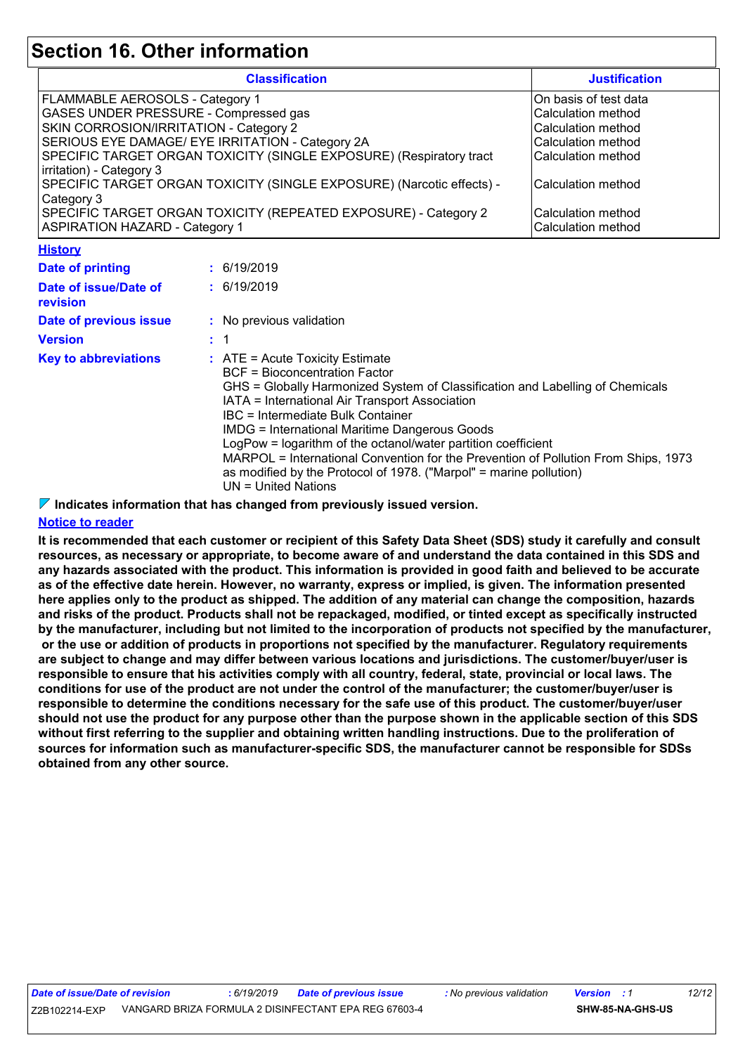# Section 16. Other information

| Classification | Justification |
|---|---|
| FLAMMABLE AEROSOLS - Category 1 | On basis of test data |
| GASES UNDER PRESSURE - Compressed gas | Calculation method |
| SKIN CORROSION/IRRITATION - Category 2 | Calculation method |
| SERIOUS EYE DAMAGE/ EYE IRRITATION - Category 2A | Calculation method |
| SPECIFIC TARGET ORGAN TOXICITY (SINGLE EXPOSURE) (Respiratory tract irritation) - Category 3 | Calculation method |
| SPECIFIC TARGET ORGAN TOXICITY (SINGLE EXPOSURE) (Narcotic effects) - Category 3 | Calculation method |
| SPECIFIC TARGET ORGAN TOXICITY (REPEATED EXPOSURE) - Category 2 | Calculation method |
| ASPIRATION HAZARD - Category 1 | Calculation method |

**History**

**Date of printing** : 6/19/2019

**Date of issue/Date of revision** : 6/19/2019

**Date of previous issue** : No previous validation

**Version** : 1

**Key to abbreviations** : ATE = Acute Toxicity Estimate
BCF = Bioconcentration Factor
GHS = Globally Harmonized System of Classification and Labelling of Chemicals
IATA = International Air Transport Association
IBC = Intermediate Bulk Container
IMDG = International Maritime Dangerous Goods
LogPow = logarithm of the octanol/water partition coefficient
MARPOL = International Convention for the Prevention of Pollution From Ships, 1973 as modified by the Protocol of 1978. ("Marpol" = marine pollution)
UN = United Nations

**Indicates information that has changed from previously issued version.**

**Notice to reader**

**It is recommended that each customer or recipient of this Safety Data Sheet (SDS) study it carefully and consult resources, as necessary or appropriate, to become aware of and understand the data contained in this SDS and any hazards associated with the product. This information is provided in good faith and believed to be accurate as of the effective date herein. However, no warranty, express or implied, is given. The information presented here applies only to the product as shipped. The addition of any material can change the composition, hazards and risks of the product. Products shall not be repackaged, modified, or tinted except as specifically instructed by the manufacturer, including but not limited to the incorporation of products not specified by the manufacturer, or the use or addition of products in proportions not specified by the manufacturer. Regulatory requirements are subject to change and may differ between various locations and jurisdictions. The customer/buyer/user is responsible to ensure that his activities comply with all country, federal, state, provincial or local laws. The conditions for use of the product are not under the control of the manufacturer; the customer/buyer/user is responsible to determine the conditions necessary for the safe use of this product. The customer/buyer/user should not use the product for any purpose other than the purpose shown in the applicable section of this SDS without first referring to the supplier and obtaining written handling instructions. Due to the proliferation of sources for information such as manufacturer-specific SDS, the manufacturer cannot be responsible for SDSs obtained from any other source.**